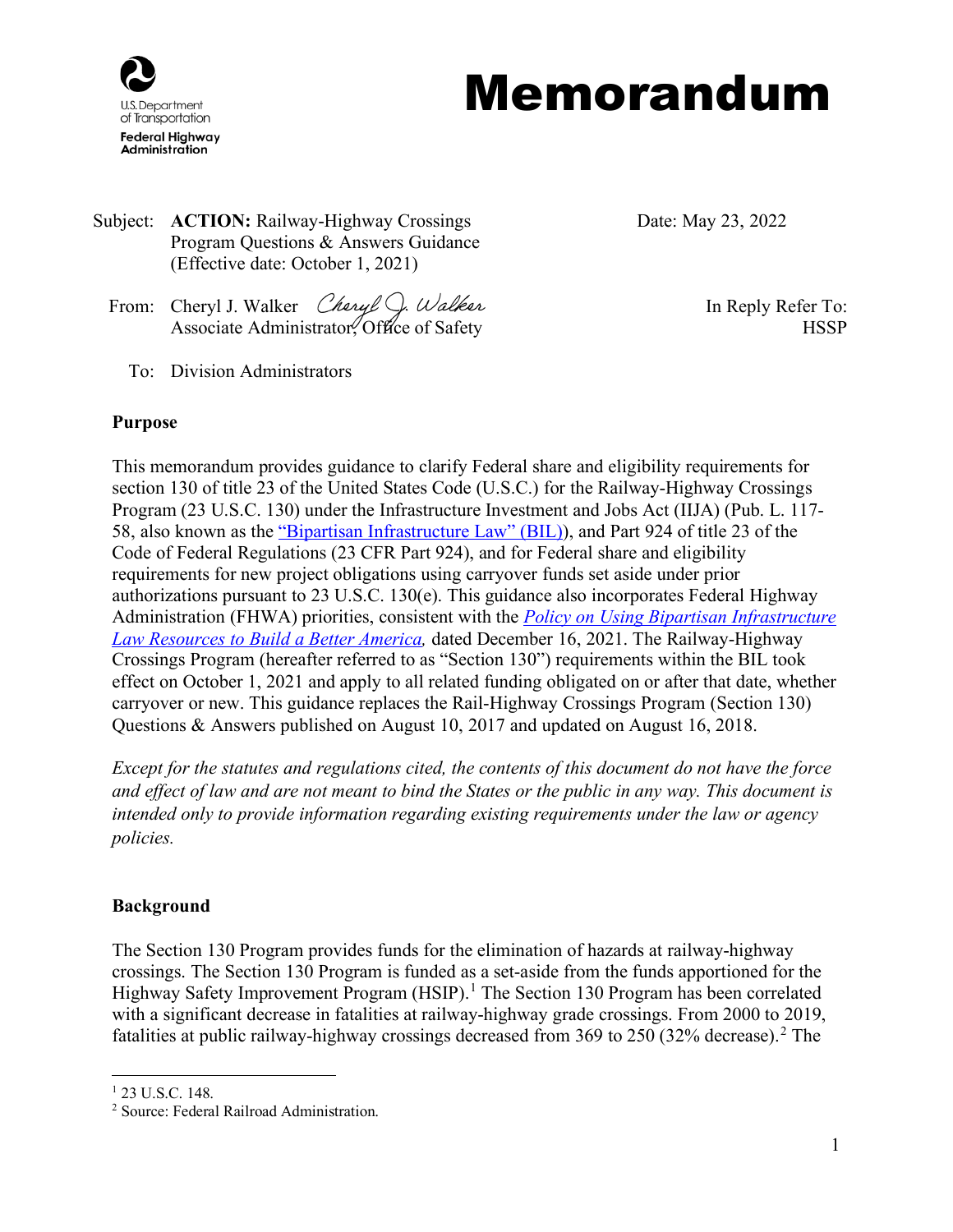U.S. Department of Transportation
Federal Highway Administration

# Memorandum

Subject: **ACTION:** Railway-Highway Crossings Program Questions & Answers Guidance (Effective date: October 1, 2021)

Date: May 23, 2022

From: Cheryl J. Walker *Cheryl J. Walker*
Associate Administrator, Office of Safety

In Reply Refer To: HSSP

To: Division Administrators

**Purpose**

This memorandum provides guidance to clarify Federal share and eligibility requirements for section 130 of title 23 of the United States Code (U.S.C.) for the Railway-Highway Crossings Program (23 U.S.C. 130) under the Infrastructure Investment and Jobs Act (IIJA) (Pub. L. 117-58, also known as the "Bipartisan Infrastructure Law" (BIL)), and Part 924 of title 23 of the Code of Federal Regulations (23 CFR Part 924), and for Federal share and eligibility requirements for new project obligations using carryover funds set aside under prior authorizations pursuant to 23 U.S.C. 130(e). This guidance also incorporates Federal Highway Administration (FHWA) priorities, consistent with the *Policy on Using Bipartisan Infrastructure Law Resources to Build a Better America,* dated December 16, 2021. The Railway-Highway Crossings Program (hereafter referred to as "Section 130") requirements within the BIL took effect on October 1, 2021 and apply to all related funding obligated on or after that date, whether carryover or new. This guidance replaces the Rail-Highway Crossings Program (Section 130) Questions & Answers published on August 10, 2017 and updated on August 16, 2018.

*Except for the statutes and regulations cited, the contents of this document do not have the force and effect of law and are not meant to bind the States or the public in any way. This document is intended only to provide information regarding existing requirements under the law or agency policies.*

**Background**

The Section 130 Program provides funds for the elimination of hazards at railway-highway crossings. The Section 130 Program is funded as a set-aside from the funds apportioned for the Highway Safety Improvement Program (HSIP).[1] The Section 130 Program has been correlated with a significant decrease in fatalities at railway-highway grade crossings. From 2000 to 2019, fatalities at public railway-highway crossings decreased from 369 to 250 (32% decrease).[2] The

---

[1] 23 U.S.C. 148.

[2] Source: Federal Railroad Administration.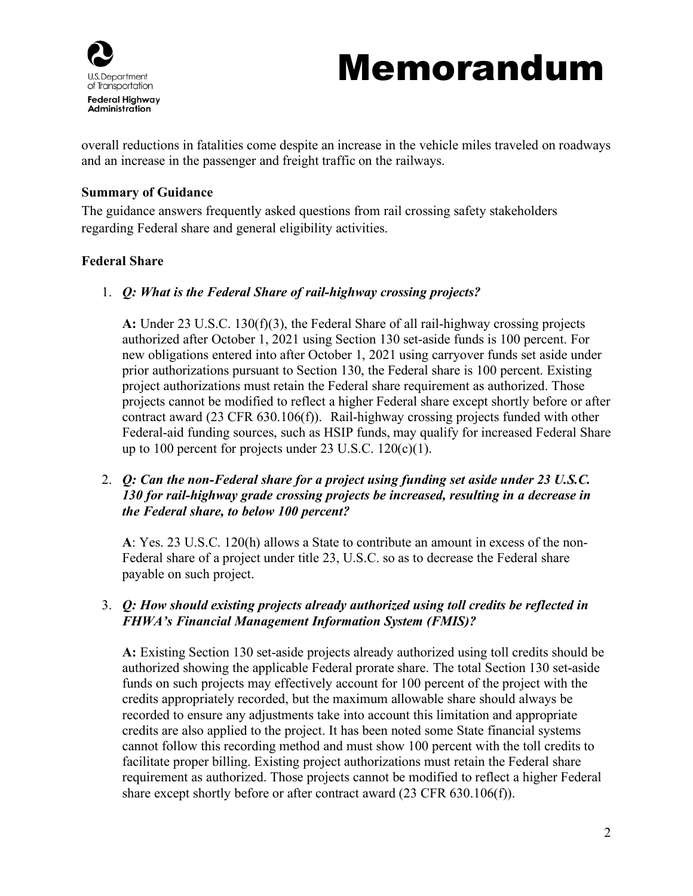overall reductions in fatalities come despite an increase in the vehicle miles traveled on roadways and an increase in the passenger and freight traffic on the railways.

**Summary of Guidance**

The guidance answers frequently asked questions from rail crossing safety stakeholders regarding Federal share and general eligibility activities.

**Federal Share**

1. ***Q: What is the Federal Share of rail-highway crossing projects?***

   **A:** Under 23 U.S.C. 130(f)(3), the Federal Share of all rail-highway crossing projects authorized after October 1, 2021 using Section 130 set-aside funds is 100 percent. For new obligations entered into after October 1, 2021 using carryover funds set aside under prior authorizations pursuant to Section 130, the Federal share is 100 percent. Existing project authorizations must retain the Federal share requirement as authorized. Those projects cannot be modified to reflect a higher Federal share except shortly before or after contract award (23 CFR 630.106(f)). Rail-highway crossing projects funded with other Federal-aid funding sources, such as HSIP funds, may qualify for increased Federal Share up to 100 percent for projects under 23 U.S.C. 120(c)(1).

2. ***Q: Can the non-Federal share for a project using funding set aside under 23 U.S.C. 130 for rail-highway grade crossing projects be increased, resulting in a decrease in the Federal share, to below 100 percent?***

   **A**: Yes. 23 U.S.C. 120(h) allows a State to contribute an amount in excess of the non-Federal share of a project under title 23, U.S.C. so as to decrease the Federal share payable on such project.

3. ***Q: How should existing projects already authorized using toll credits be reflected in FHWA's Financial Management Information System (FMIS)?***

   **A:** Existing Section 130 set-aside projects already authorized using toll credits should be authorized showing the applicable Federal prorate share. The total Section 130 set-aside funds on such projects may effectively account for 100 percent of the project with the credits appropriately recorded, but the maximum allowable share should always be recorded to ensure any adjustments take into account this limitation and appropriate credits are also applied to the project. It has been noted some State financial systems cannot follow this recording method and must show 100 percent with the toll credits to facilitate proper billing. Existing project authorizations must retain the Federal share requirement as authorized. Those projects cannot be modified to reflect a higher Federal share except shortly before or after contract award (23 CFR 630.106(f)).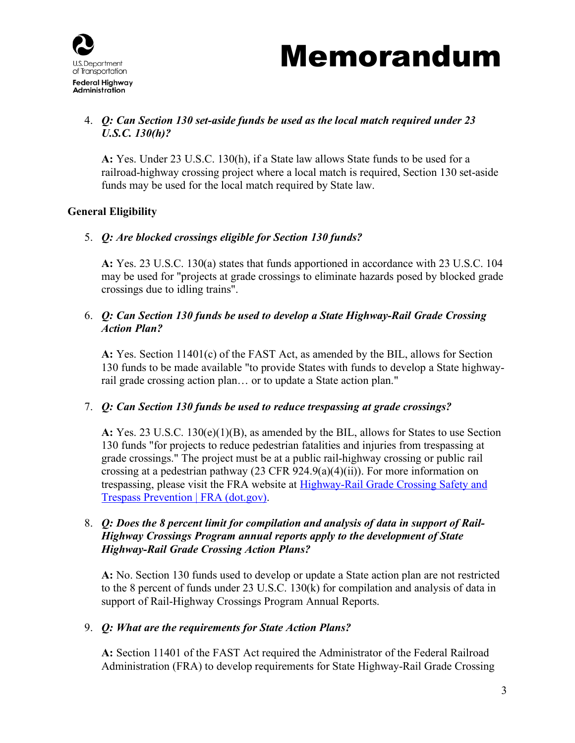4. ***Q: Can Section 130 set-aside funds be used as the local match required under 23 U.S.C. 130(h)?***

   **A:** Yes. Under 23 U.S.C. 130(h), if a State law allows State funds to be used for a railroad-highway crossing project where a local match is required, Section 130 set-aside funds may be used for the local match required by State law.

**General Eligibility**

5. ***Q: Are blocked crossings eligible for Section 130 funds?***

   **A:** Yes. 23 U.S.C. 130(a) states that funds apportioned in accordance with 23 U.S.C. 104 may be used for "projects at grade crossings to eliminate hazards posed by blocked grade crossings due to idling trains".

6. ***Q: Can Section 130 funds be used to develop a State Highway-Rail Grade Crossing Action Plan?***

   **A:** Yes. Section 11401(c) of the FAST Act, as amended by the BIL, allows for Section 130 funds to be made available "to provide States with funds to develop a State highway-rail grade crossing action plan… or to update a State action plan."

7. ***Q: Can Section 130 funds be used to reduce trespassing at grade crossings?***

   **A:** Yes. 23 U.S.C. 130(e)(1)(B), as amended by the BIL, allows for States to use Section 130 funds "for projects to reduce pedestrian fatalities and injuries from trespassing at grade crossings." The project must be at a public rail-highway crossing or public rail crossing at a pedestrian pathway (23 CFR 924.9(a)(4)(ii)). For more information on trespassing, please visit the FRA website at [Highway-Rail Grade Crossing Safety and Trespass Prevention | FRA (dot.gov)](https://railroads.dot.gov).

8. ***Q: Does the 8 percent limit for compilation and analysis of data in support of Rail-Highway Crossings Program annual reports apply to the development of State Highway-Rail Grade Crossing Action Plans?***

   **A:** No. Section 130 funds used to develop or update a State action plan are not restricted to the 8 percent of funds under 23 U.S.C. 130(k) for compilation and analysis of data in support of Rail-Highway Crossings Program Annual Reports.

9. ***Q: What are the requirements for State Action Plans?***

   **A:** Section 11401 of the FAST Act required the Administrator of the Federal Railroad Administration (FRA) to develop requirements for State Highway-Rail Grade Crossing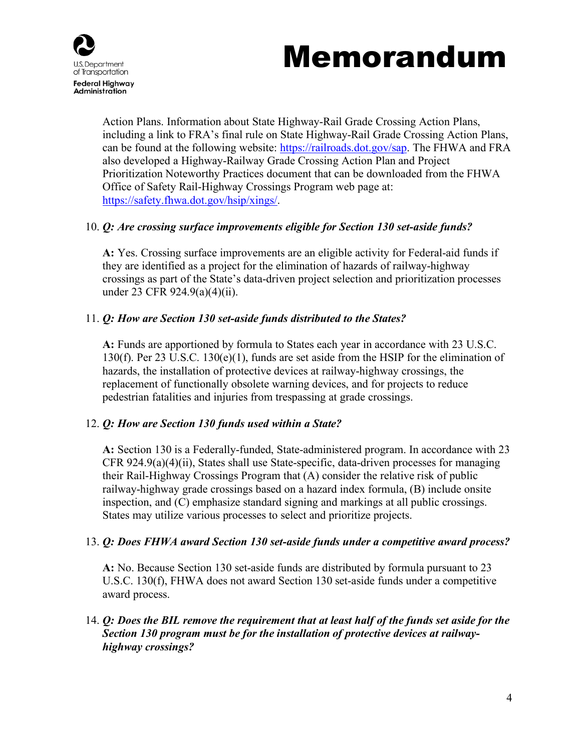Action Plans. Information about State Highway-Rail Grade Crossing Action Plans, including a link to FRA's final rule on State Highway-Rail Grade Crossing Action Plans, can be found at the following website: [https://railroads.dot.gov/sap](https://railroads.dot.gov/sap). The FHWA and FRA also developed a Highway-Railway Grade Crossing Action Plan and Project Prioritization Noteworthy Practices document that can be downloaded from the FHWA Office of Safety Rail-Highway Crossings Program web page at: [https://safety.fhwa.dot.gov/hsip/xings/](https://safety.fhwa.dot.gov/hsip/xings/).

10. ***Q: Are crossing surface improvements eligible for Section 130 set-aside funds?***

    **A:** Yes. Crossing surface improvements are an eligible activity for Federal-aid funds if they are identified as a project for the elimination of hazards of railway-highway crossings as part of the State's data-driven project selection and prioritization processes under 23 CFR 924.9(a)(4)(ii).

11. ***Q: How are Section 130 set-aside funds distributed to the States?***

    **A:** Funds are apportioned by formula to States each year in accordance with 23 U.S.C. 130(f). Per 23 U.S.C. 130(e)(1), funds are set aside from the HSIP for the elimination of hazards, the installation of protective devices at railway-highway crossings, the replacement of functionally obsolete warning devices, and for projects to reduce pedestrian fatalities and injuries from trespassing at grade crossings.

12. ***Q: How are Section 130 funds used within a State?***

    **A:** Section 130 is a Federally-funded, State-administered program. In accordance with 23 CFR 924.9(a)(4)(ii), States shall use State-specific, data-driven processes for managing their Rail-Highway Crossings Program that (A) consider the relative risk of public railway-highway grade crossings based on a hazard index formula, (B) include onsite inspection, and (C) emphasize standard signing and markings at all public crossings. States may utilize various processes to select and prioritize projects.

13. ***Q: Does FHWA award Section 130 set-aside funds under a competitive award process?***

    **A:** No. Because Section 130 set-aside funds are distributed by formula pursuant to 23 U.S.C. 130(f), FHWA does not award Section 130 set-aside funds under a competitive award process.

14. ***Q: Does the BIL remove the requirement that at least half of the funds set aside for the Section 130 program must be for the installation of protective devices at railway-highway crossings?***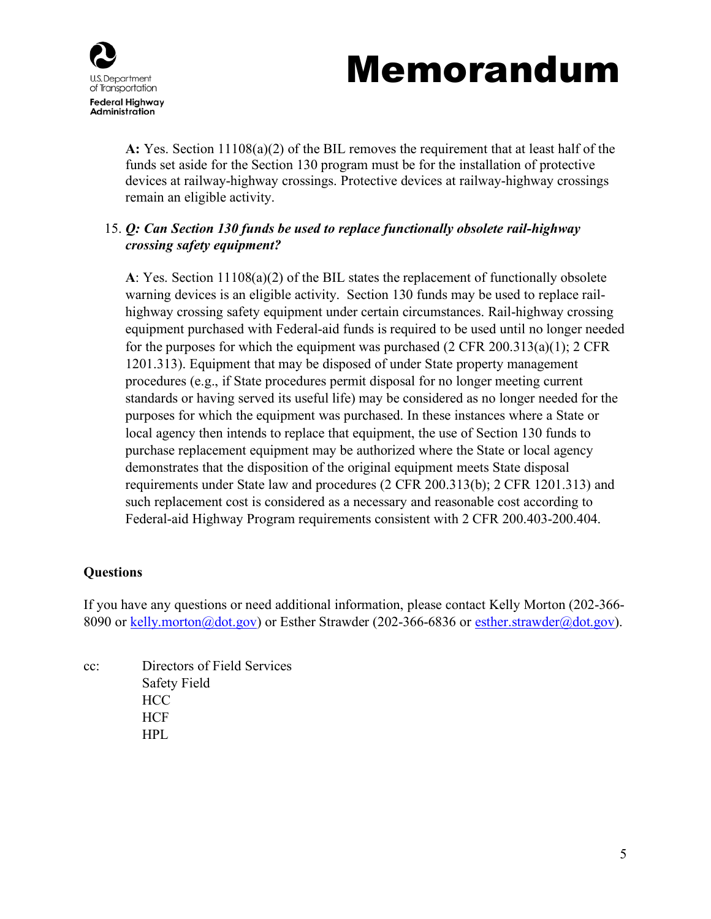**A:** Yes. Section 11108(a)(2) of the BIL removes the requirement that at least half of the funds set aside for the Section 130 program must be for the installation of protective devices at railway-highway crossings. Protective devices at railway-highway crossings remain an eligible activity.

15. ***Q: Can Section 130 funds be used to replace functionally obsolete rail-highway crossing safety equipment?***

    **A**: Yes. Section 11108(a)(2) of the BIL states the replacement of functionally obsolete warning devices is an eligible activity. Section 130 funds may be used to replace rail-highway crossing safety equipment under certain circumstances. Rail-highway crossing equipment purchased with Federal-aid funds is required to be used until no longer needed for the purposes for which the equipment was purchased (2 CFR 200.313(a)(1); 2 CFR 1201.313). Equipment that may be disposed of under State property management procedures (e.g., if State procedures permit disposal for no longer meeting current standards or having served its useful life) may be considered as no longer needed for the purposes for which the equipment was purchased. In these instances where a State or local agency then intends to replace that equipment, the use of Section 130 funds to purchase replacement equipment may be authorized where the State or local agency demonstrates that the disposition of the original equipment meets State disposal requirements under State law and procedures (2 CFR 200.313(b); 2 CFR 1201.313) and such replacement cost is considered as a necessary and reasonable cost according to Federal-aid Highway Program requirements consistent with 2 CFR 200.403-200.404.

**Questions**

If you have any questions or need additional information, please contact Kelly Morton (202-366-8090 or kelly.morton@dot.gov) or Esther Strawder (202-366-6836 or esther.strawder@dot.gov).

cc: Directors of Field Services
Safety Field
HCC
HCF
HPL